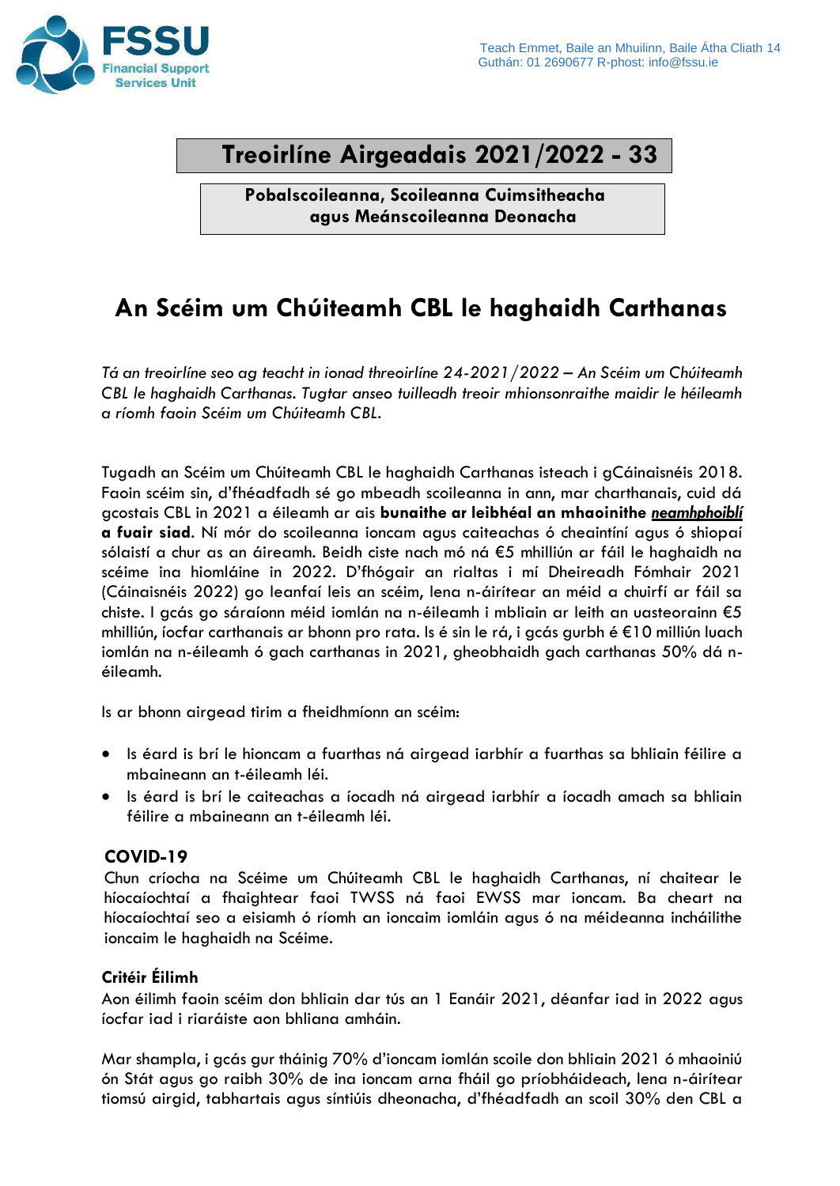Teach Emmet, Baile an Mhuilinn, Baile Átha Cliath 14
Guthán: 01 2690677 R-phost: info@fssu.ie

# Treoirlíne Airgeadais 2021/2022 - 33

**Pobalscoileanna, Scoileanna Cuimsitheacha agus Meánscoileanna Deonacha**

## An Scéim um Chúiteamh CBL le haghaidh Carthanas

*Tá an treoirlíne seo ag teacht in ionad threoirlíne 24-2021/2022 – An Scéim um Chúiteamh CBL le haghaidh Carthanas. Tugtar anseo tuilleadh treoir mhionsonraithe maidir le héileamh a ríomh faoin Scéim um Chúiteamh CBL.*

Tugadh an Scéim um Chúiteamh CBL le haghaidh Carthanas isteach i gCáinaisnéis 2018. Faoin scéim sin, d'fhéadfadh sé go mbeadh scoileanna in ann, mar charthanais, cuid dá gcostais CBL in 2021 a éileamh ar ais **bunaithe ar leibhéal an mhaoinithe *neamhphoiblí* a fuair siad**. Ní mór do scoileanna ioncam agus caiteachas ó cheaintíní agus ó shiopaí sólaistí a chur as an áireamh. Beidh ciste nach mó ná €5 mhilliún ar fáil le haghaidh na scéime ina hiomláine in 2022. D'fhógair an rialtas i mí Dheireadh Fómhair 2021 (Cáinaisnéis 2022) go leanfaí leis an scéim, lena n-áirítear an méid a chuirfí ar fáil sa chiste. I gcás go sáraíonn méid iomlán na n-éileamh i mbliain ar leith an uasteorainn €5 mhilliún, íocfar carthanais ar bhonn pro rata. Is é sin le rá, i gcás gurbh é €10 milliún luach iomlán na n-éileamh ó gach carthanas in 2021, gheobhaidh gach carthanas 50% dá n-éileamh.

Is ar bhonn airgead tirim a fheidhmíonn an scéim:

- Is éard is brí le hioncam a fuarthas ná airgead iarbhír a fuarthas sa bhliain féilire a mbaineann an t-éileamh léi.
- Is éard is brí le caiteachas a íocadh ná airgead iarbhír a íocadh amach sa bhliain féilire a mbaineann an t-éileamh léi.

### COVID-19

Chun críocha na Scéime um Chúiteamh CBL le haghaidh Carthanas, ní chaitear le híocaíochtaí a fhaightear faoi TWSS ná faoi EWSS mar ioncam. Ba cheart na híocaíochtaí seo a eisiamh ó ríomh an ioncaim iomláin agus ó na méideanna incháilithe ioncaim le haghaidh na Scéime.

### Critéir Éilimh

Aon éilimh faoin scéim don bhliain dar tús an 1 Eanáir 2021, déanfar iad in 2022 agus íocfar iad i riaráiste aon bhliana amháin.

Mar shampla, i gcás gur tháinig 70% d'ioncam iomlán scoile don bhliain 2021 ó mhaoiniú ón Stát agus go raibh 30% de ina ioncam arna fháil go príobháideach, lena n-áirítear tiomsú airgid, tabhartais agus síntiúis dheonacha, d'fhéadfadh an scoil 30% den CBL a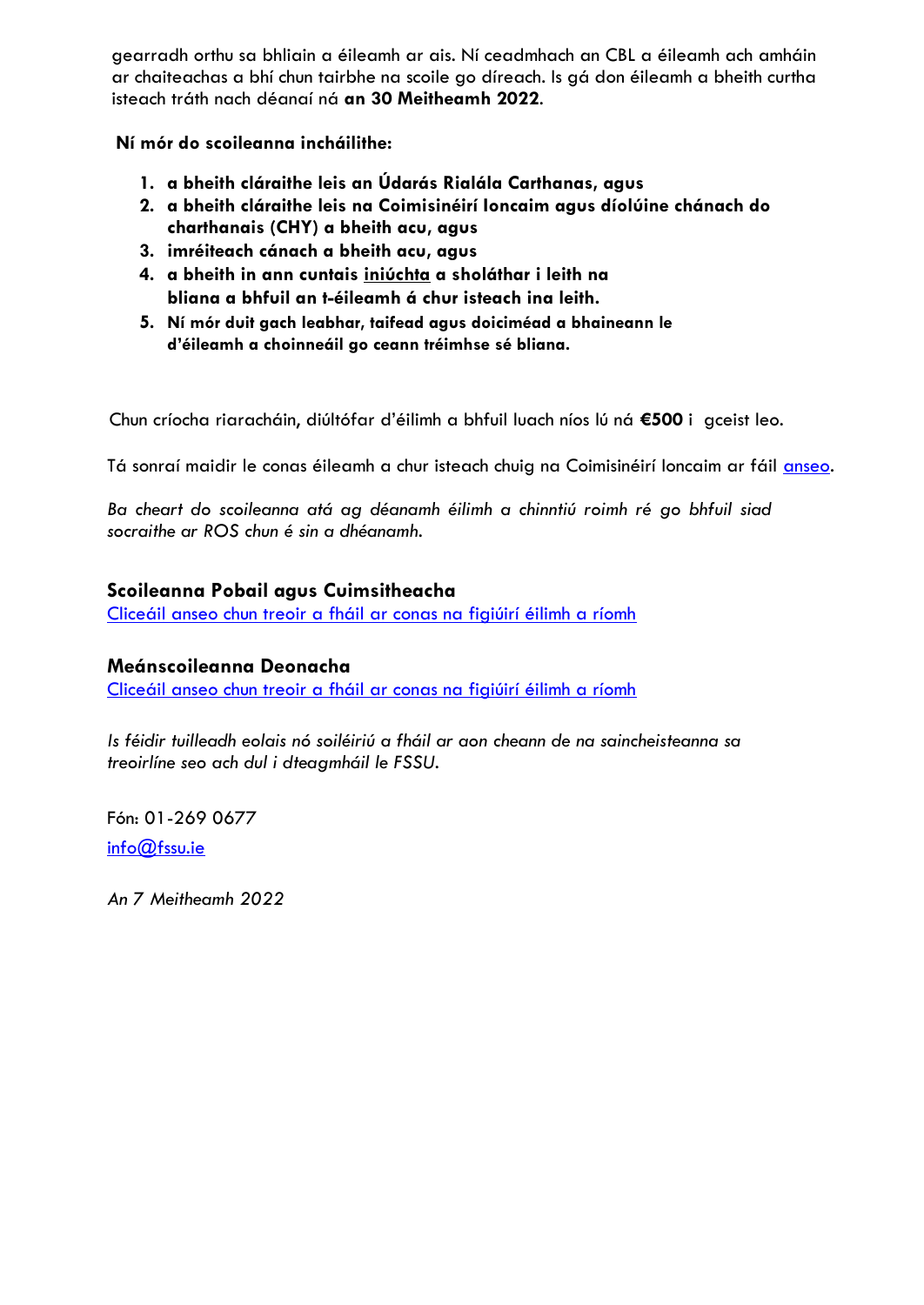gearradh orthu sa bhliain a éileamh ar ais. Ní ceadmhach an CBL a éileamh ach amháin ar chaiteachas a bhí chun tairbhe na scoile go díreach. Is gá don éileamh a bheith curtha isteach tráth nach déanaí ná **an 30 Meitheamh 2022**.

**Ní mór do scoileanna incháilithe:**

1. **a bheith cláraithe leis an Údarás Rialála Carthanas, agus**
2. **a bheith cláraithe leis na Coimisinéirí Ioncaim agus díolúine chánach do charthanais (CHY) a bheith acu, agus**
3. **imréiteach cánach a bheith acu, agus**
4. **a bheith in ann cuntais iniúchta a sholáthar i leith na bliana a bhfuil an t-éileamh á chur isteach ina leith.**
5. **Ní mór duit gach leabhar, taifead agus doiciméad a bhaineann le d'éileamh a choinneáil go ceann tréimhse sé bliana.**

Chun críocha riaracháin, diúltófar d'éilimh a bhfuil luach níos lú ná **€500** i gceist leo.

Tá sonraí maidir le conas éileamh a chur isteach chuig na Coimisinéirí Ioncaim ar fáil anseo.

*Ba cheart do scoileanna atá ag déanamh éilimh a chinntiú roimh ré go bhfuil siad socraithe ar ROS chun é sin a dhéanamh.*

### Scoileanna Pobail agus Cuimsitheacha

Cliceáil anseo chun treoir a fháil ar conas na figiúirí éilimh a ríomh

### Meánscoileanna Deonacha

Cliceáil anseo chun treoir a fháil ar conas na figiúirí éilimh a ríomh

*Is féidir tuilleadh eolais nó soiléiriú a fháil ar aon cheann de na saincheisteanna sa treoirlíne seo ach dul i dteagmháil le FSSU.*

Fón: 01-269 0677

info@fssu.ie

*An 7 Meitheamh 2022*